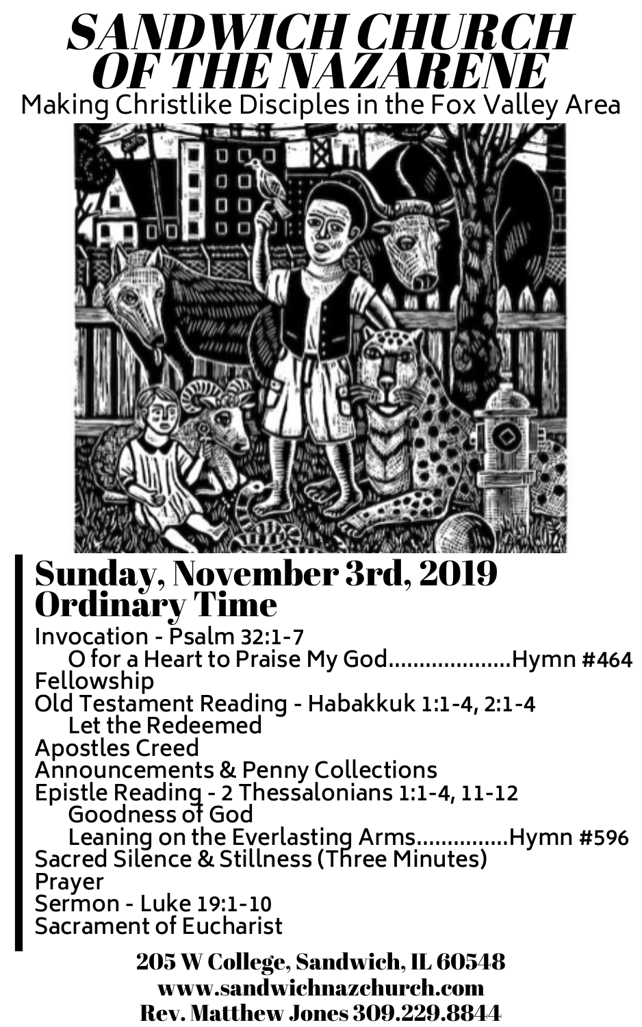# SANDWICH CHURCH OF THE NAZARENE

Making Christlike Disciples in the Fox Valley Area

## Sunday, November 3rd, 2019
## Ordinary Time

Invocation - Psalm 32:1-7
- O for a Heart to Praise My God....................Hymn #464

Fellowship

Old Testament Reading - Habakkuk 1:1-4, 2:1-4
- Let the Redeemed

Apostles Creed

Announcements & Penny Collections

Epistle Reading - 2 Thessalonians 1:1-4, 11-12
- Goodness of God
- Leaning on the Everlasting Arms...............Hymn #596

Sacred Silence & Stillness (Three Minutes)

Prayer

Sermon - Luke 19:1-10

Sacrament of Eucharist

**205 W College, Sandwich, IL 60548**
**www.sandwichnazchurch.com**
**Rev. Matthew Jones 309.229.8844**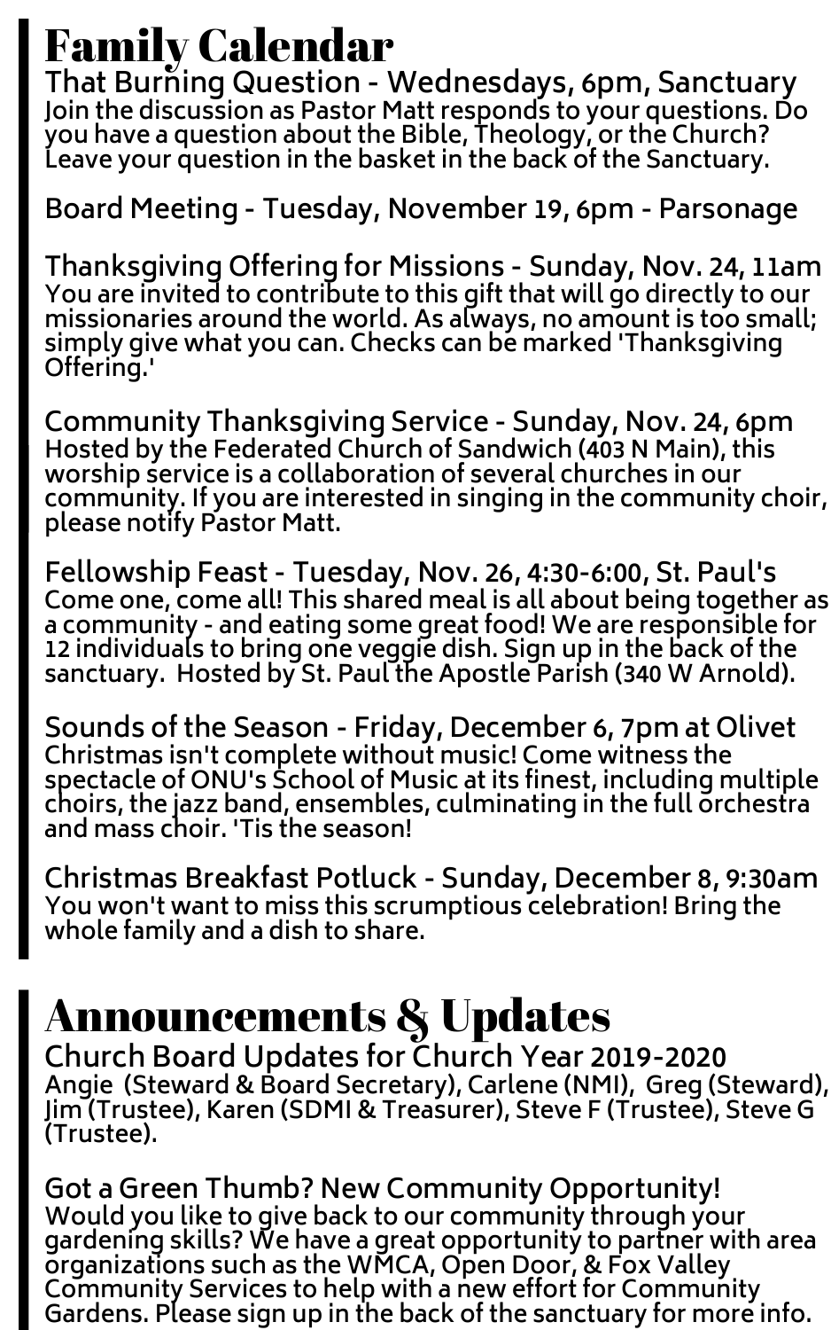# Family Calendar

### That Burning Question - Wednesdays, 6pm, Sanctuary

Join the discussion as Pastor Matt responds to your questions. Do you have a question about the Bible, Theology, or the Church? Leave your question in the basket in the back of the Sanctuary.

### Board Meeting - Tuesday, November 19, 6pm - Parsonage

### Thanksgiving Offering for Missions - Sunday, Nov. 24, 11am

You are invited to contribute to this gift that will go directly to our missionaries around the world. As always, no amount is too small; simply give what you can. Checks can be marked 'Thanksgiving Offering.'

### Community Thanksgiving Service - Sunday, Nov. 24, 6pm

Hosted by the Federated Church of Sandwich (403 N Main), this worship service is a collaboration of several churches in our community. If you are interested in singing in the community choir, please notify Pastor Matt.

### Fellowship Feast - Tuesday, Nov. 26, 4:30-6:00, St. Paul's

Come one, come all! This shared meal is all about being together as a community - and eating some great food! We are responsible for 12 individuals to bring one veggie dish. Sign up in the back of the sanctuary. Hosted by St. Paul the Apostle Parish (340 W Arnold).

### Sounds of the Season - Friday, December 6, 7pm at Olivet

Christmas isn't complete without music! Come witness the spectacle of ONU's School of Music at its finest, including multiple choirs, the jazz band, ensembles, culminating in the full orchestra and mass choir. 'Tis the season!

### Christmas Breakfast Potluck - Sunday, December 8, 9:30am

You won't want to miss this scrumptious celebration! Bring the whole family and a dish to share.

# Announcements & Updates

### Church Board Updates for Church Year 2019-2020

Angie (Steward & Board Secretary), Carlene (NMI), Greg (Steward), Jim (Trustee), Karen (SDMI & Treasurer), Steve F (Trustee), Steve G (Trustee).

### Got a Green Thumb? New Community Opportunity!

Would you like to give back to our community through your gardening skills? We have a great opportunity to partner with area organizations such as the WMCA, Open Door, & Fox Valley Community Services to help with a new effort for Community Gardens. Please sign up in the back of the sanctuary for more info.